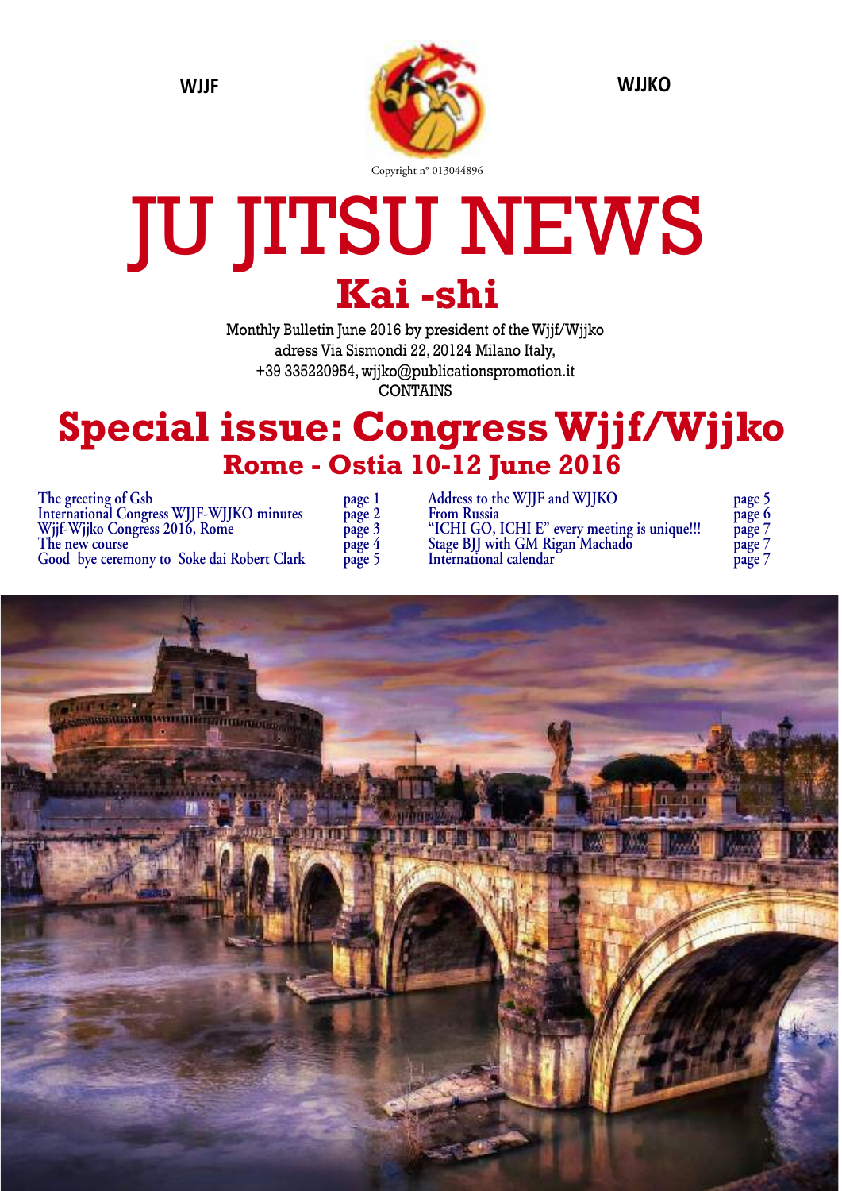WJJF

WJJKO

Copyright n° 013044896

# JU JITSU NEWS

## Kai -shi

Monthly Bulletin June 2016 by president of the Wjjf/Wjjko
adress Via Sismondi 22, 20124 Milano Italy,
+39 335220954, wjjko@publicationspromotion.it
CONTAINS

# Special issue: Congress Wjjf/Wjjko

## Rome - Ostia 10-12 June 2016

| | |
|---|---|
| The greeting of Gsb | page 1 |
| International Congress WJJF-WJJKO minutes | page 2 |
| Wjjf-Wjjko Congress 2016, Rome | page 3 |
| The new course | page 4 |
| Good bye ceremony to Soke dai Robert Clark | page 5 |
| Address to the WJJF and WJJKO | page 5 |
| From Russia | page 6 |
| "ICHI GO, ICHI E" every meeting is unique!!! | page 7 |
| Stage BJJ with GM Rigan Machado | page 7 |
| International calendar | page 7 |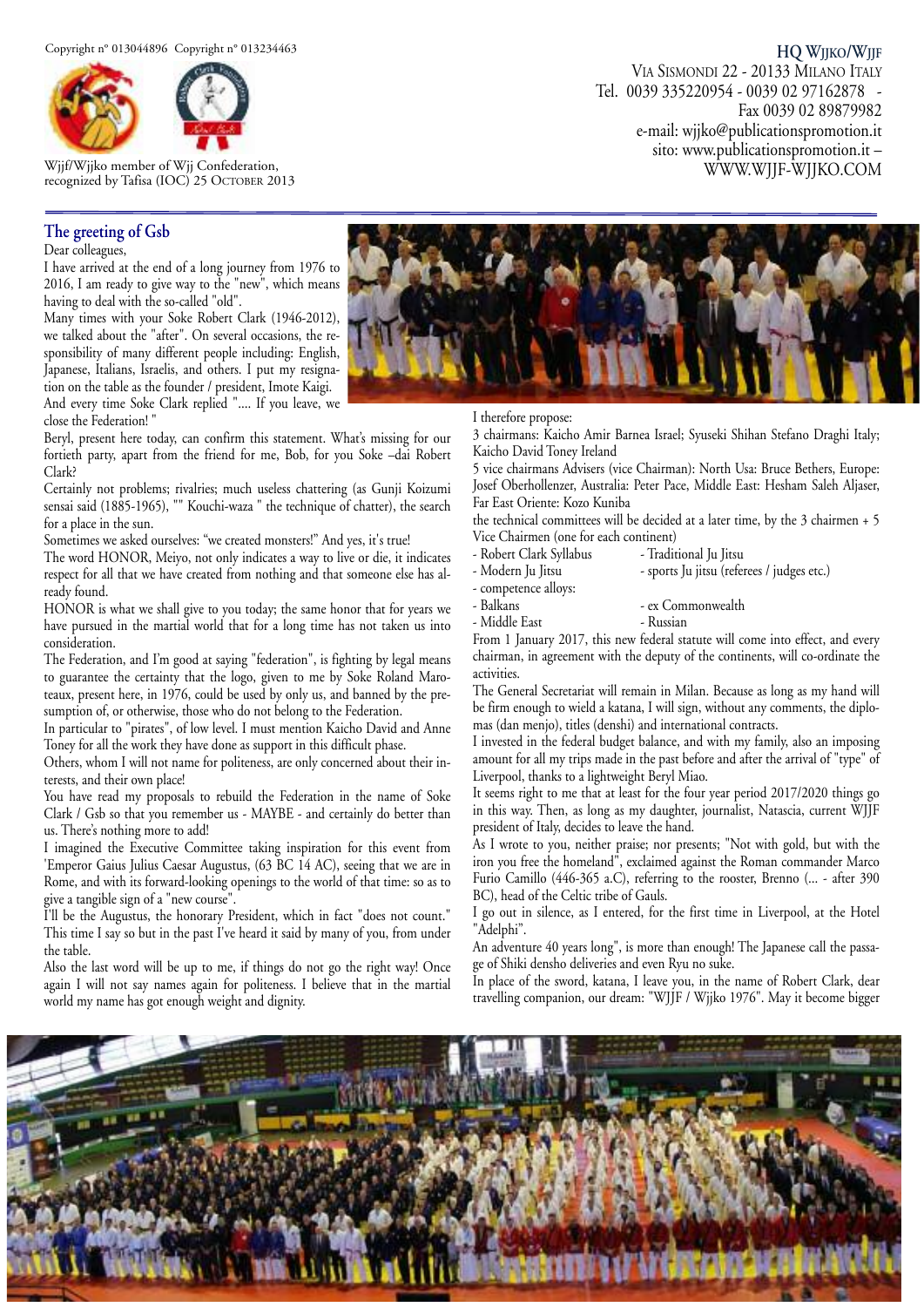Copyright n° 013044896 Copyright n° 013234463

Wjjf/Wjjko member of Wjj Confederation, recognized by Tafisa (IOC) 25 October 2013

**HQ Wjjko/Wjjf**
Via Sismondi 22 - 20133 Milano Italy
Tel. 0039 335220954 - 0039 02 97162878 - Fax 0039 02 89879982
e-mail: wjjko@publicationspromotion.it
sito: www.publicationspromotion.it – WWW.WJJF-WJJKO.COM

## The greeting of Gsb

Dear colleagues,

I have arrived at the end of a long journey from 1976 to 2016, I am ready to give way to the "new", which means having to deal with the so-called "old".

Many times with your Soke Robert Clark (1946-2012), we talked about the "after". On several occasions, the responsibility of many different people including: English, Japanese, Italians, Israelis, and others. I put my resignation on the table as the founder / president, Imote Kaigi.

And every time Soke Clark replied ".... If you leave, we close the Federation! "

Beryl, present here today, can confirm this statement. What's missing for our fortieth party, apart from the friend for me, Bob, for you Soke –dai Robert Clark?

Certainly not problems; rivalries; much useless chattering (as Gunji Koizumi sensai said (1885-1965), "" Kouchi-waza " the technique of chatter), the search for a place in the sun.

Sometimes we asked ourselves: "we created monsters!" And yes, it's true!

The word HONOR, Meiyo, not only indicates a way to live or die, it indicates respect for all that we have created from nothing and that someone else has already found.

HONOR is what we shall give to you today; the same honor that for years we have pursued in the martial world that for a long time has not taken us into consideration.

The Federation, and I'm good at saying "federation", is fighting by legal means to guarantee the certainty that the logo, given to me by Soke Roland Maroteaux, present here, in 1976, could be used by only us, and banned by the presumption of, or otherwise, those who do not belong to the Federation.

In particular to "pirates", of low level. I must mention Kaicho David and Anne Toney for all the work they have done as support in this difficult phase.

Others, whom I will not name for politeness, are only concerned about their interests, and their own place!

You have read my proposals to rebuild the Federation in the name of Soke Clark / Gsb so that you remember us - MAYBE - and certainly do better than us. There's nothing more to add!

I imagined the Executive Committee taking inspiration for this event from 'Emperor Gaius Julius Caesar Augustus, (63 BC 14 AC), seeing that we are in Rome, and with its forward-looking openings to the world of that time: so as to give a tangible sign of a "new course".

I'll be the Augustus, the honorary President, which in fact "does not count." This time I say so but in the past I've heard it said by many of you, from under the table.

Also the last word will be up to me, if things do not go the right way! Once again I will not say names again for politeness. I believe that in the martial world my name has got enough weight and dignity.

I therefore propose:

3 chairmans: Kaicho Amir Barnea Israel; Syuseki Shihan Stefano Draghi Italy; Kaicho David Toney Ireland

5 vice chairmans Advisers (vice Chairman): North Usa: Bruce Bethers, Europe: Josef Oberhollenzer, Australia: Peter Pace, Middle East: Hesham Saleh Aljaser, Far East Oriente: Kozo Kuniba

the technical committees will be decided at a later time, by the 3 chairmen + 5 Vice Chairmen (one for each continent)

- Robert Clark Syllabus
- Traditional Ju Jitsu
- Modern Ju Jitsu
- sports Ju jitsu (referees / judges etc.)
- competence alloys:
- Balkans
- ex Commonwealth
- Middle East
- Russian

From 1 January 2017, this new federal statute will come into effect, and every chairman, in agreement with the deputy of the continents, will co-ordinate the activities.

The General Secretariat will remain in Milan. Because as long as my hand will be firm enough to wield a katana, I will sign, without any comments, the diplomas (dan menjo), titles (denshi) and international contracts.

I invested in the federal budget balance, and with my family, also an imposing amount for all my trips made in the past before and after the arrival of "type" of Liverpool, thanks to a lightweight Beryl Miao.

It seems right to me that at least for the four year period 2017/2020 things go in this way. Then, as long as my daughter, journalist, Natascia, current WJJF president of Italy, decides to leave the hand.

As I wrote to you, neither praise; nor presents; "Not with gold, but with the iron you free the homeland", exclaimed against the Roman commander Marco Furio Camillo (446-365 a.C), referring to the rooster, Brenno (... - after 390 BC), head of the Celtic tribe of Gauls.

I go out in silence, as I entered, for the first time in Liverpool, at the Hotel "Adelphi".

An adventure 40 years long", is more than enough! The Japanese call the passage of Shiki densho deliveries and even Ryu no suke.

In place of the sword, katana, I leave you, in the name of Robert Clark, dear travelling companion, our dream: "WJJF / Wjjko 1976". May it become bigger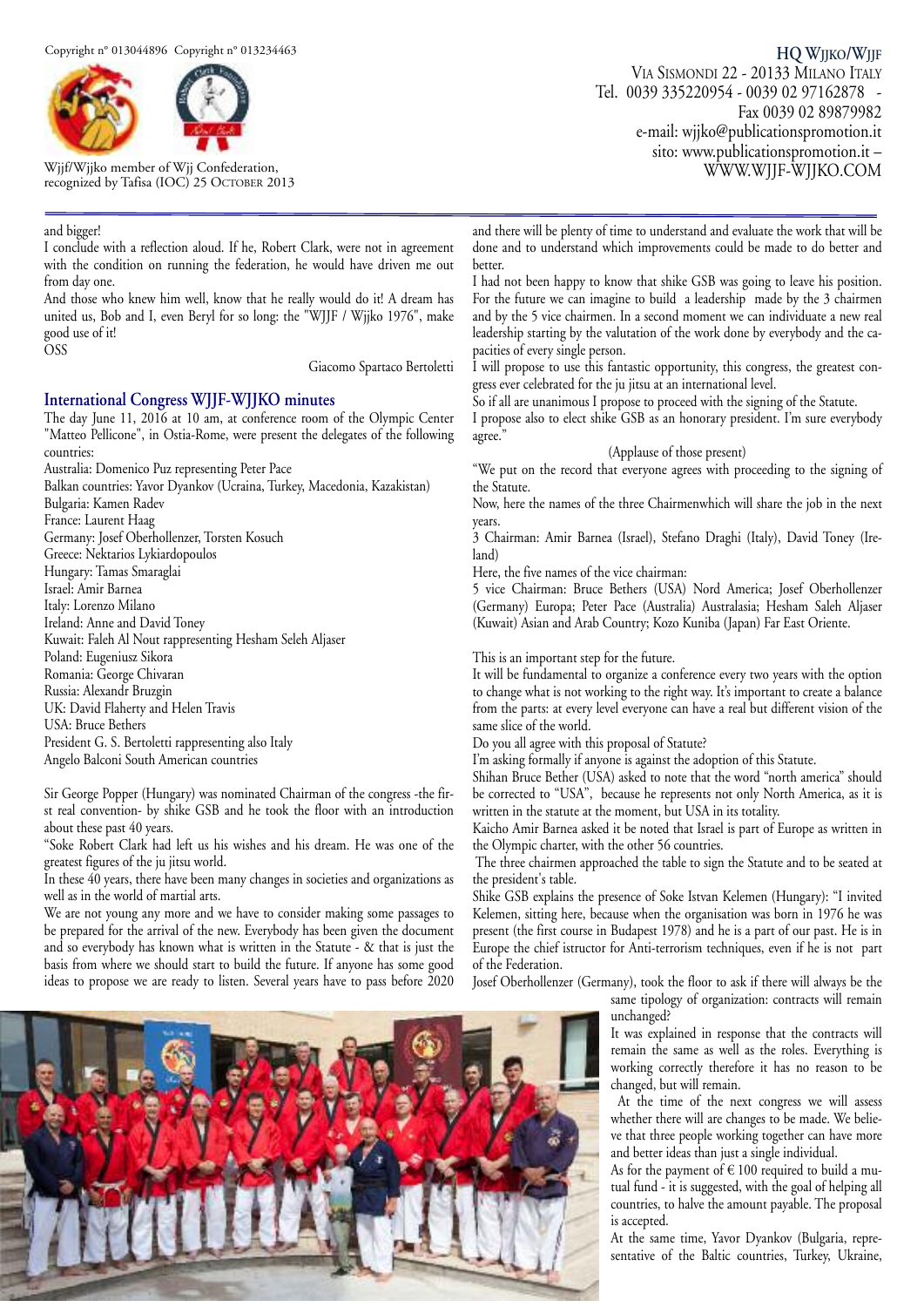and bigger!

I conclude with a reflection aloud. If he, Robert Clark, were not in agreement with the condition on running the federation, he would have driven me out from day one.

And those who knew him well, know that he really would do it! A dream has united us, Bob and I, even Beryl for so long: the "WJJF / Wjjko 1976", make good use of it!

OSS

Giacomo Spartaco Bertoletti

## International Congress WJJF-WJJKO minutes

The day June 11, 2016 at 10 am, at conference room of the Olympic Center "Matteo Pellicone", in Ostia-Rome, were present the delegates of the following countries:

Australia: Domenico Puz representing Peter Pace
Balkan countries: Yavor Dyankov (Ucraina, Turkey, Macedonia, Kazakistan)
Bulgaria: Kamen Radev
France: Laurent Haag
Germany: Josef Oberhollenzer, Torsten Kosuch
Greece: Nektarios Lykiardopoulos
Hungary: Tamas Smaraglai
Israel: Amir Barnea
Italy: Lorenzo Milano
Ireland: Anne and David Toney
Kuwait: Faleh Al Nout rappresenting Hesham Seleh Aljaser
Poland: Eugeniusz Sikora
Romania: George Chivaran
Russia: Alexandr Bruzgin
UK: David Flaherty and Helen Travis
USA: Bruce Bethers
President G. S. Bertoletti rappresenting also Italy
Angelo Balconi South American countries

Sir George Popper (Hungary) was nominated Chairman of the congress -the first real convention- by shike GSB and he took the floor with an introduction about these past 40 years.

"Soke Robert Clark had left us his wishes and his dream. He was one of the greatest figures of the ju jitsu world.

In these 40 years, there have been many changes in societies and organizations as well as in the world of martial arts.

We are not young any more and we have to consider making some passages to be prepared for the arrival of the new. Everybody has been given the document and so everybody has known what is written in the Statute - & that is just the basis from where we should start to build the future. If anyone has some good ideas to propose we are ready to listen. Several years have to pass before 2020 and there will be plenty of time to understand and evaluate the work that will be done and to understand which improvements could be made to do better and better.

I had not been happy to know that shike GSB was going to leave his position. For the future we can imagine to build a leadership made by the 3 chairmen and by the 5 vice chairmen. In a second moment we can individuate a new real leadership starting by the valutation of the work done by everybody and the capacities of every single person.

I will propose to use this fantastic opportunity, this congress, the greatest congress ever celebrated for the ju jitsu at an international level.

So if all are unanimous I propose to proceed with the signing of the Statute.

I propose also to elect shike GSB as an honorary president. I'm sure everybody agree."

(Applause of those present)

"We put on the record that everyone agrees with proceeding to the signing of the Statute.

Now, here the names of the three Chairmenwhich will share the job in the next years.

3 Chairman: Amir Barnea (Israel), Stefano Draghi (Italy), David Toney (Ireland)

Here, the five names of the vice chairman:

5 vice Chairman: Bruce Bethers (USA) Nord America; Josef Oberhollenzer (Germany) Europa; Peter Pace (Australia) Australasia; Hesham Saleh Aljaser (Kuwait) Asian and Arab Country; Kozo Kuniba (Japan) Far East Oriente.

This is an important step for the future.

It will be fundamental to organize a conference every two years with the option to change what is not working to the right way. It's important to create a balance from the parts: at every level everyone can have a real but different vision of the same slice of the world.

Do you all agree with this proposal of Statute?

I'm asking formally if anyone is against the adoption of this Statute.

Shihan Bruce Bether (USA) asked to note that the word "north america" should be corrected to "USA", because he represents not only North America, as it is written in the statute at the moment, but USA in its totality.

Kaicho Amir Barnea asked it be noted that Israel is part of Europe as written in the Olympic charter, with the other 56 countries.

The three chairmen approached the table to sign the Statute and to be seated at the president's table.

Shike GSB explains the presence of Soke Istvan Kelemen (Hungary): "I invited Kelemen, sitting here, because when the organisation was born in 1976 he was present (the first course in Budapest 1978) and he is a part of our past. He is in Europe the chief istructor for Anti-terrorism techniques, even if he is not part of the Federation.

Josef Oberhollenzer (Germany), took the floor to ask if there will always be the same tipology of organization: contracts will remain unchanged?

It was explained in response that the contracts will remain the same as well as the roles. Everything is working correctly therefore it has no reason to be changed, but will remain.

At the time of the next congress we will assess whether there will are changes to be made. We believe that three people working together can have more and better ideas than just a single individual.

As for the payment of € 100 required to build a mutual fund - it is suggested, with the goal of helping all countries, to halve the amount payable. The proposal is accepted.

At the same time, Yavor Dyankov (Bulgaria, representative of the Baltic countries, Turkey, Ukraine,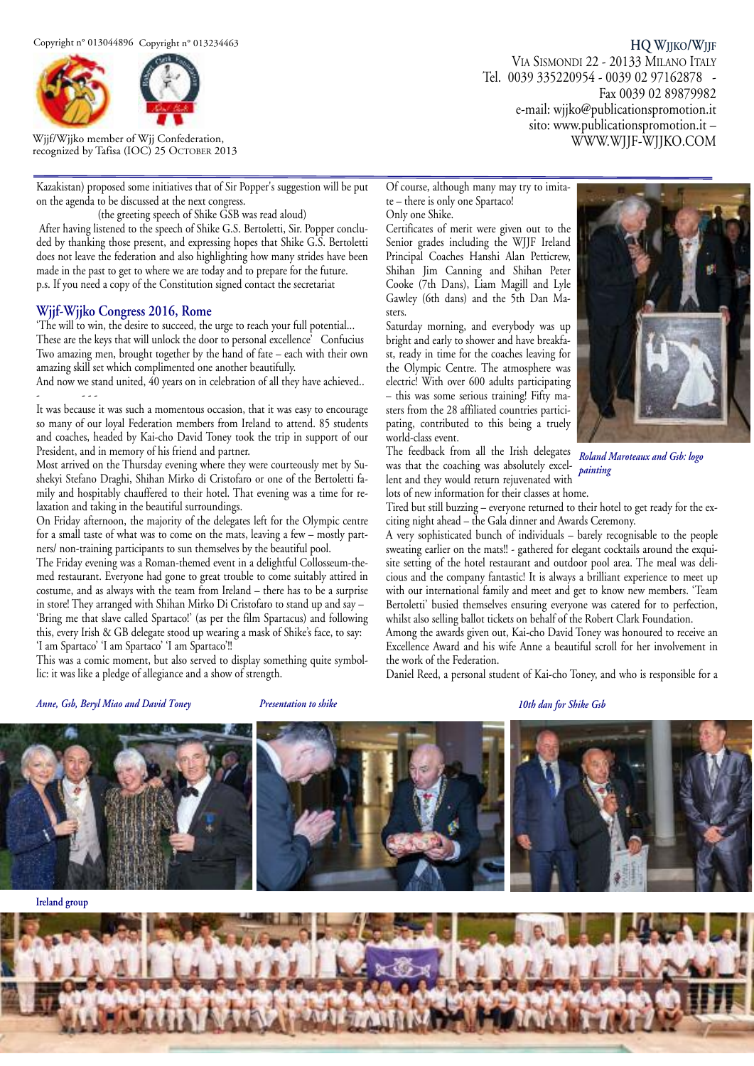Kazakistan) proposed some initiatives that of Sir Popper's suggestion will be put on the agenda to be discussed at the next congress.

(the greeting speech of Shike GSB was read aloud)

After having listened to the speech of Shike G.S. Bertoletti, Sir. Popper concluded by thanking those present, and expressing hopes that Shike G.S. Bertoletti does not leave the federation and also highlighting how many strides have been made in the past to get to where we are today and to prepare for the future.

p.s. If you need a copy of the Constitution signed contact the secretariat

## Wjjf-Wjjko Congress 2016, Rome

'The will to win, the desire to succeed, the urge to reach your full potential... These are the keys that will unlock the door to personal excellence' Confucius

Two amazing men, brought together by the hand of fate – each with their own amazing skill set which complimented one another beautifully.

And now we stand united, 40 years on in celebration of all they have achieved..

- - - -

It was because it was such a momentous occasion, that it was easy to encourage so many of our loyal Federation members from Ireland to attend. 85 students and coaches, headed by Kai-cho David Toney took the trip in support of our President, and in memory of his friend and partner.

Most arrived on the Thursday evening where they were courteously met by Sushekyi Stefano Draghi, Shihan Mirko di Cristofaro or one of the Bertoletti family and hospitably chauffered to their hotel. That evening was a time for relaxation and taking in the beautiful surroundings.

On Friday afternoon, the majority of the delegates left for the Olympic centre for a small taste of what was to come on the mats, leaving a few – mostly partners/ non-training participants to sun themselves by the beautiful pool.

The Friday evening was a Roman-themed event in a delightful Collosseum-themed restaurant. Everyone had gone to great trouble to come suitably attired in costume, and as always with the team from Ireland – there has to be a surprise in store! They arranged with Shihan Mirko Di Cristofaro to stand up and say – 'Bring me that slave called Spartaco!' (as per the film Spartacus) and following this, every Irish & GB delegate stood up wearing a mask of Shike's face, to say: 'I am Spartaco' 'I am Spartaco' 'I am Spartaco'!!

This was a comic moment, but also served to display something quite symbolic: it was like a pledge of allegiance and a show of strength.

Of course, although many may try to imitate – there is only one Spartaco!

Only one Shike.

Certificates of merit were given out to the Senior grades including the WJJF Ireland Principal Coaches Hanshi Alan Petticrew, Shihan Jim Canning and Shihan Peter Cooke (7th Dans), Liam Magill and Lyle Gawley (6th dans) and the 5th Dan Masters.

Saturday morning, and everybody was up bright and early to shower and have breakfast, ready in time for the coaches leaving for the Olympic Centre. The atmosphere was electric! With over 600 adults participating – this was some serious training! Fifty masters from the 28 affiliated countries participating, contributed to this being a truely world-class event.

The feedback from all the Irish delegates was that the coaching was absolutely excellent and they would return rejuvenated with lots of new information for their classes at home.

*Roland Maroteaux and Gsb: logo painting*

Tired but still buzzing – everyone returned to their hotel to get ready for the exciting night ahead – the Gala dinner and Awards Ceremony.

A very sophisticated bunch of individuals – barely recognisable to the people sweating earlier on the mats!! - gathered for elegant cocktails around the exquisite setting of the hotel restaurant and outdoor pool area. The meal was delicious and the company fantastic! It is always a brilliant experience to meet up with our international family and meet and get to know new members. 'Team Bertoletti' busied themselves ensuring everyone was catered for to perfection, whilst also selling ballot tickets on behalf of the Robert Clark Foundation.

Among the awards given out, Kai-cho David Toney was honoured to receive an Excellence Award and his wife Anne a beautiful scroll for her involvement in the work of the Federation.

Daniel Reed, a personal student of Kai-cho Toney, and who is responsible for a

*Anne, Gsb, Beryl Miao and David Toney*

*Presentation to shike*

*10th dan for Shike Gsb*

**Ireland group**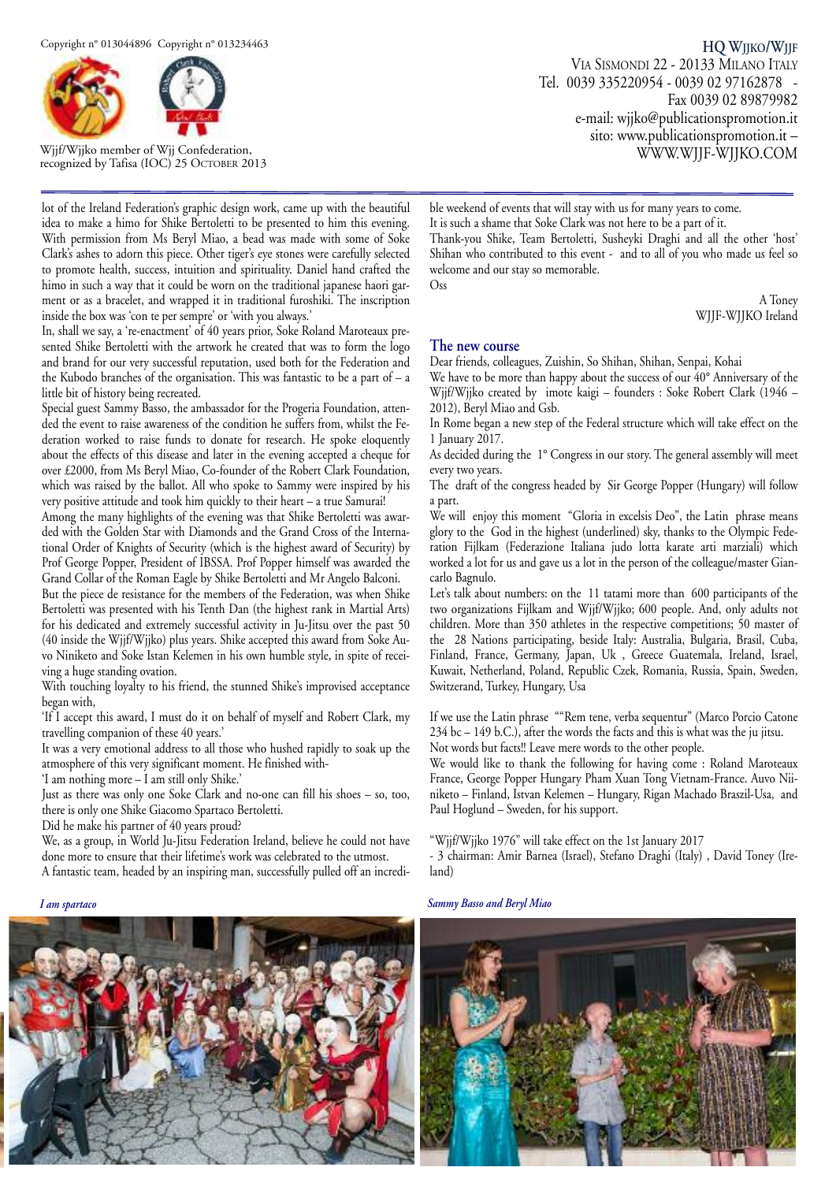lot of the Ireland Federation's graphic design work, came up with the beautiful idea to make a himo for Shike Bertoletti to be presented to him this evening. With permission from Ms Beryl Miao, a bead was made with some of Soke Clark's ashes to adorn this piece. Other tiger's eye stones were carefully selected to promote health, success, intuition and spirituality. Daniel hand crafted the himo in such a way that it could be worn on the traditional japanese haori garment or as a bracelet, and wrapped it in traditional furoshiki. The inscription inside the box was 'con te per sempre' or 'with you always.'

In, shall we say, a 're-enactment' of 40 years prior, Soke Roland Maroteaux presented Shike Bertoletti with the artwork he created that was to form the logo and brand for our very successful reputation, used both for the Federation and the Kubodo branches of the organisation. This was fantastic to be a part of – a little bit of history being recreated.

Special guest Sammy Basso, the ambassador for the Progeria Foundation, attended the event to raise awareness of the condition he suffers from, whilst the Federation worked to raise funds to donate for research. He spoke eloquently about the effects of this disease and later in the evening accepted a cheque for over £2000, from Ms Beryl Miao, Co-founder of the Robert Clark Foundation, which was raised by the ballot. All who spoke to Sammy were inspired by his very positive attitude and took him quickly to their heart – a true Samurai!

Among the many highlights of the evening was that Shike Bertoletti was awarded with the Golden Star with Diamonds and the Grand Cross of the International Order of Knights of Security (which is the highest award of Security) by Prof George Popper, President of IBSSA. Prof Popper himself was awarded the Grand Collar of the Roman Eagle by Shike Bertoletti and Mr Angelo Balconi.

But the piece de resistance for the members of the Federation, was when Shike Bertoletti was presented with his Tenth Dan (the highest rank in Martial Arts) for his dedicated and extremely successful activity in Ju-Jitsu over the past 50 (40 inside the Wjjf/Wjjko) plus years. Shike accepted this award from Soke Auvo Niniketo and Soke Istan Kelemen in his own humble style, in spite of receiving a huge standing ovation.

With touching loyalty to his friend, the stunned Shike's improvised acceptance began with,

'If I accept this award, I must do it on behalf of myself and Robert Clark, my travelling companion of these 40 years.'

It was a very emotional address to all those who hushed rapidly to soak up the atmosphere of this very significant moment. He finished with-

'I am nothing more – I am still only Shike.'

Just as there was only one Soke Clark and no-one can fill his shoes – so, too, there is only one Shike Giacomo Spartaco Bertoletti.

Did he make his partner of 40 years proud?

We, as a group, in World Ju-Jitsu Federation Ireland, believe he could not have done more to ensure that their lifetime's work was celebrated to the utmost.

A fantastic team, headed by an inspiring man, successfully pulled off an incredible weekend of events that will stay with us for many years to come.

It is such a shame that Soke Clark was not here to be a part of it.

Thank-you Shike, Team Bertoletti, Susheyki Draghi and all the other 'host' Shihan who contributed to this event - and to all of you who made us feel so welcome and our stay so memorable.

Oss

A Toney
WJJF-WJJKO Ireland

## The new course

Dear friends, colleagues, Zuishin, So Shihan, Shihan, Senpai, Kohai

We have to be more than happy about the success of our 40° Anniversary of the Wjjf/Wjjko created by imote kaigi – founders : Soke Robert Clark (1946 – 2012), Beryl Miao and Gsb.

In Rome began a new step of the Federal structure which will take effect on the 1 January 2017.

As decided during the 1° Congress in our story. The general assembly will meet every two years.

The draft of the congress headed by Sir George Popper (Hungary) will follow a part.

We will enjoy this moment "Gloria in excelsis Deo", the Latin phrase means glory to the God in the highest (underlined) sky, thanks to the Olympic Federation Fijlkam (Federazione Italiana judo lotta karate arti marziali) which worked a lot for us and gave us a lot in the person of the colleague/master Giancarlo Bagnulo.

Let's talk about numbers: on the 11 tatami more than 600 participants of the two organizations Fijlkam and Wjjf/Wjjko; 600 people. And, only adults not children. More than 350 athletes in the respective competitions; 50 master of the 28 Nations participating, beside Italy: Australia, Bulgaria, Brasil, Cuba, Finland, France, Germany, Japan, Uk , Greece Guatemala, Ireland, Israel, Kuwait, Netherland, Poland, Republic Czek, Romania, Russia, Spain, Sweden, Switzerand, Turkey, Hungary, Usa

If we use the Latin phrase ""Rem tene, verba sequentur" (Marco Porcio Catone 234 bc – 149 b.C.), after the words the facts and this is what was the ju jitsu. Not words but facts!! Leave mere words to the other people.

We would like to thank the following for having come : Roland Maroteaux France, George Popper Hungary Pham Xuan Tong Vietnam-France. Auvo Niiniketo – Finland, Istvan Kelemen – Hungary, Rigan Machado Braszil-Usa, and Paul Hoglund – Sweden, for his support.

"Wjjf/Wjjko 1976" will take effect on the 1st January 2017

- 3 chairman: Amir Barnea (Israel), Stefano Draghi (Italy) , David Toney (Ireland)

*I am spartaco*

*Sammy Basso and Beryl Miao*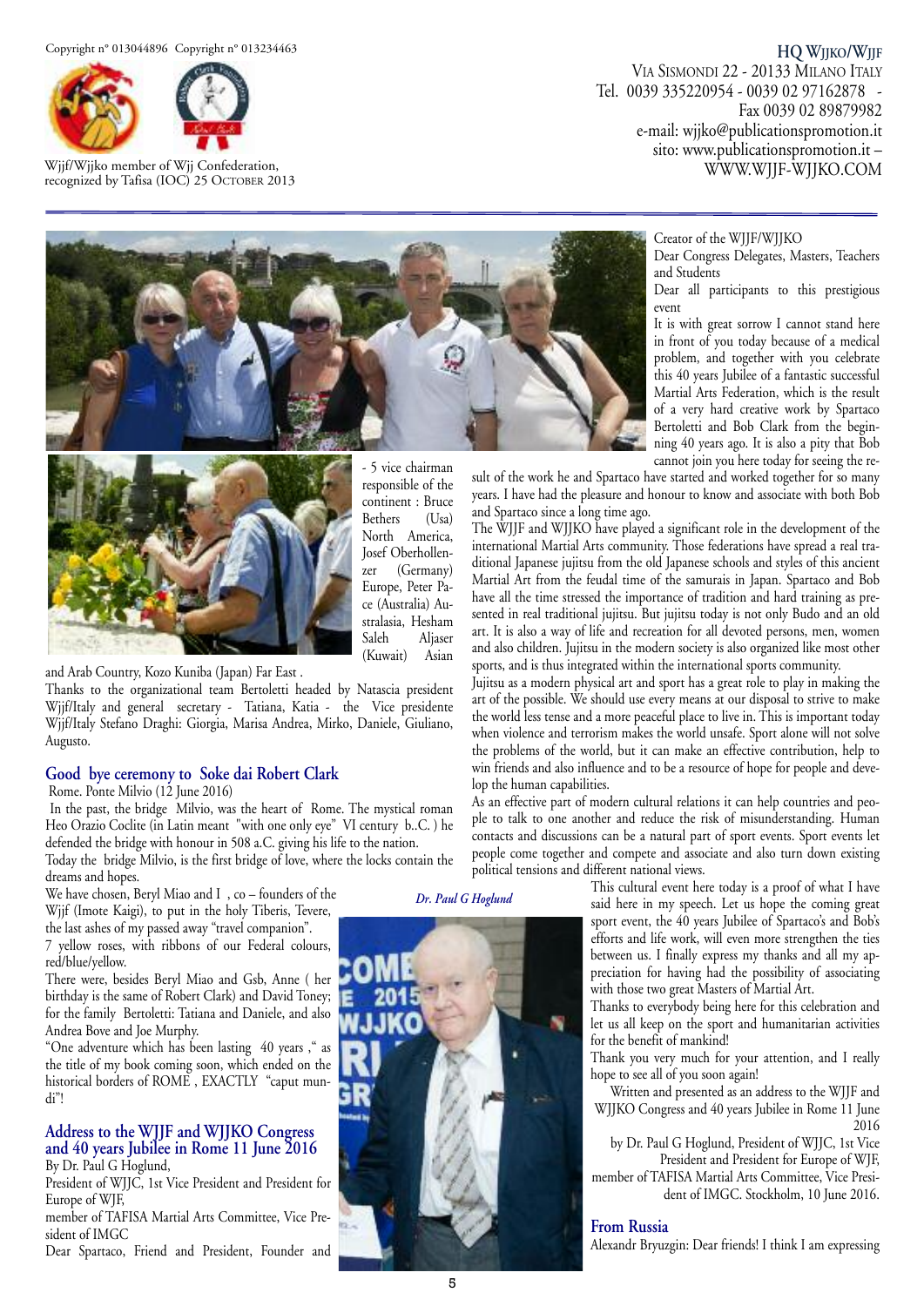Copyright n° 013044896 Copyright n° 013234463

Wjjf/Wjjko member of Wjj Confederation, recognized by Tafisa (IOC) 25 October 2013

**HQ Wjjko/Wjjf**
Via Sismondi 22 - 20133 Milano Italy
Tel. 0039 335220954 - 0039 02 97162878 - Fax 0039 02 89879982
e-mail: wjjko@publicationspromotion.it
sito: www.publicationspromotion.it – WWW.WJJF-WJJKO.COM

- 5 vice chairman responsible of the continent : Bruce Bethers (Usa) North America, Josef Oberhollenzer (Germany) Europe, Peter Pace (Australia) Australasia, Hesham Saleh Aljaser (Kuwait) Asian and Arab Country, Kozo Kuniba (Japan) Far East .

Thanks to the organizational team Bertoletti headed by Natascia president Wjjf/Italy and general secretary - Tatiana, Katia - the Vice presidente Wjjf/Italy Stefano Draghi: Giorgia, Marisa Andrea, Mirko, Daniele, Giuliano, Augusto.

## Good bye ceremony to Soke dai Robert Clark

Rome. Ponte Milvio (12 June 2016)

In the past, the bridge Milvio, was the heart of Rome. The mystical roman Heo Orazio Coclite (in Latin meant "with one only eye" VI century b..C. ) he defended the bridge with honour in 508 a.C. giving his life to the nation.

Today the bridge Milvio, is the first bridge of love, where the locks contain the dreams and hopes.

We have chosen, Beryl Miao and I , co – founders of the Wjjf (Imote Kaigi), to put in the holy Tiberis, Tevere, the last ashes of my passed away "travel companion".

7 yellow roses, with ribbons of our Federal colours, red/blue/yellow.

There were, besides Beryl Miao and Gsb, Anne ( her birthday is the same of Robert Clark) and David Toney; for the family Bertoletti: Tatiana and Daniele, and also Andrea Bove and Joe Murphy.

"One adventure which has been lasting 40 years ," as the title of my book coming soon, which ended on the historical borders of ROME , EXACTLY "caput mundi"!

## Address to the WJJF and WJJKO Congress and 40 years Jubilee in Rome 11 June 2016

By Dr. Paul G Hoglund,

President of WJJC, 1st Vice President and President for Europe of WJF,

member of TAFISA Martial Arts Committee, Vice President of IMGC

Dear Spartaco, Friend and President, Founder and Creator of the WJJF/WJJKO

Dear Congress Delegates, Masters, Teachers and Students

Dear all participants to this prestigious event

It is with great sorrow I cannot stand here in front of you today because of a medical problem, and together with you celebrate this 40 years Jubilee of a fantastic successful Martial Arts Federation, which is the result of a very hard creative work by Spartaco Bertoletti and Bob Clark from the beginning 40 years ago. It is also a pity that Bob cannot join you here today for seeing the result of the work he and Spartaco have started and worked together for so many years. I have had the pleasure and honour to know and associate with both Bob and Spartaco since a long time ago.

The WJJF and WJJKO have played a significant role in the development of the international Martial Arts community. Those federations have spread a real traditional Japanese jujitsu from the old Japanese schools and styles of this ancient Martial Art from the feudal time of the samurais in Japan. Spartaco and Bob have all the time stressed the importance of tradition and hard training as presented in real traditional jujitsu. But jujitsu today is not only Budo and an old art. It is also a way of life and recreation for all devoted persons, men, women and also children. Jujitsu in the modern society is also organized like most other sports, and is thus integrated within the international sports community.

Jujitsu as a modern physical art and sport has a great role to play in making the art of the possible. We should use every means at our disposal to strive to make the world less tense and a more peaceful place to live in. This is important today when violence and terrorism makes the world unsafe. Sport alone will not solve the problems of the world, but it can make an effective contribution, help to win friends and also influence and to be a resource of hope for people and develop the human capabilities.

As an effective part of modern cultural relations it can help countries and people to talk to one another and reduce the risk of misunderstanding. Human contacts and discussions can be a natural part of sport events. Sport events let people come together and compete and associate and also turn down existing political tensions and different national views.

*Dr. Paul G Hoglund*

This cultural event here today is a proof of what I have said here in my speech. Let us hope the coming great sport event, the 40 years Jubilee of Spartaco's and Bob's efforts and life work, will even more strengthen the ties between us. I finally express my thanks and all my appreciation for having had the possibility of associating with those two great Masters of Martial Art.

Thanks to everybody being here for this celebration and let us all keep on the sport and humanitarian activities for the benefit of mankind!

Thank you very much for your attention, and I really hope to see all of you soon again!

Written and presented as an address to the WJJF and WJJKO Congress and 40 years Jubilee in Rome 11 June 2016

by Dr. Paul G Hoglund, President of WJJC, 1st Vice President and President for Europe of WJF, member of TAFISA Martial Arts Committee, Vice President of IMGC. Stockholm, 10 June 2016.

## From Russia

Alexandr Bryuzgin: Dear friends! I think I am expressing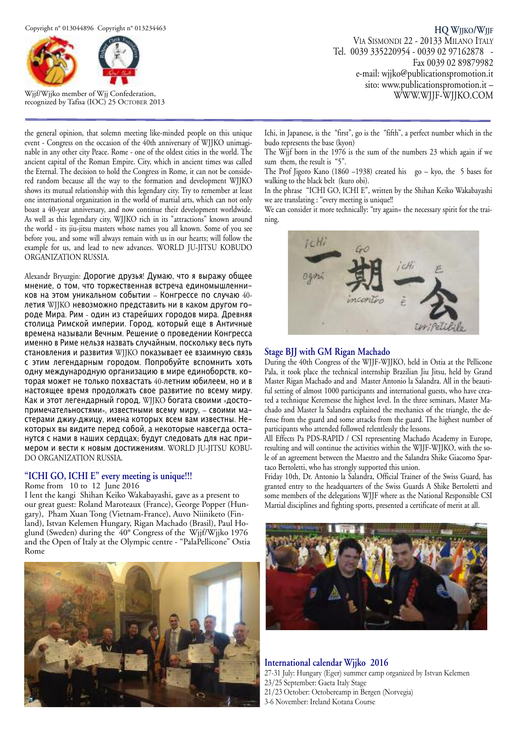Copyright n° 013044896 Copyright n° 013234463

Wjjf/Wjjko member of Wjj Confederation, recognized by Tafisa (IOC) 25 October 2013

**HQ Wjjko/Wjjf**
Via Sismondi 22 - 20133 Milano Italy
Tel. 0039 335220954 - 0039 02 97162878 -
Fax 0039 02 89879982
e-mail: wjjko@publicationspromotion.it
sito: www.publicationspromotion.it –
WWW.WJJF-WJJKO.COM

the general opinion, that solemn meeting like-minded people on this unique event - Congress on the occasion of the 40th anniversary of WJJKO unimaginable in any other city Peace. Rome - one of the oldest cities in the world. The ancient capital of the Roman Empire. City, which in ancient times was called the Eternal. The decision to hold the Congress in Rome, it can not be considered random because all the way to the formation and development WJJKO shows its mutual relationship with this legendary city. Try to remember at least one international organization in the world of martial arts, which can not only boast a 40-year anniversary, and now continue their development worldwide. As well as this legendary city, WJJKO rich in its "attractions" known around the world - its jiu-jitsu masters whose names you all known. Some of you see before you, and some will always remain with us in our hearts; will follow the example for us, and lead to new advances. WORLD JU-JITSU KOBUDO ORGANIZATION RUSSIA.

Alexandr Bryuzgin: Дорогие друзья! Думаю, что я выражу общее мнение, о том, что торжественная встреча единомышленников на этом уникальном событии – Конгрессе по случаю 40-летия WJJKO невозможно представить ни в каком другом городе Мира. Рим - один из старейших городов мира. Древняя столица Римской империи. Город, который еще в Античные времена называли Вечным. Решение о проведении Конгресса именно в Риме нельзя назвать случайным, поскольку весь путь становления и развития WJJKO показывает ее взаимную связь с этим легендарным городом. Попробуйте вспомнить хоть одну международную организацию в мире единоборств, которая может не только похвастать 40-летним юбилеем, но и в настоящее время продолжать свое развитие по всему миру. Как и этот легендарный город, WJJKO богата своими «достопримечательностями», известными всему миру, – своими мастерами джиу-джицу, имена которых всем вам известны. Некоторых вы видите перед собой, а некоторые навсегда останутся с нами в наших сердцах; будут следовать для нас примером и вести к новым достижениям. WORLD JU-JITSU KOBUDO ORGANIZATION RUSSIA.

## "ICHI GO, ICHI E" every meeting is unique!!!

Rome from 10 to 12 June 2016

I lent the kangi Shihan Keiko Wakabayashi, gave as a present to our great guest: Roland Maroteaux (France), George Popper (Hungary), Pham Xuan Tong (Vietnam-France), Auvo Niiniketo (Finland), Istvan Kelemen Hungary, Rigan Machado (Brasil), Paul Hoglund (Sweden) during the 40° Congress of the Wjjf/Wjjko 1976 and the Open of Italy at the Olympic centre - "PalaPellicone" Ostia Rome

Ichi, in Japanese, is the "first", go is the "fifth", a perfect number which in the budo represents the base (kyon)

The Wjjf born in the 1976 is the sum of the numbers 23 which again if we sum them, the result is "5".

The Prof Jigoro Kano (1860 –1938) created his go – kyo, the 5 bases for walking to the black belt (kuro obi).

In the phrase "ICHI GO, ICHI E", written by the Shihan Keiko Wakabayashi we are translating : "every meeting is unique!!

We can consider it more technically: "try again= the necessary spirit for the training.

## Stage BJJ with GM Rigan Machado

During the 40th Congress of the WJJF-WJJKO, held in Ostia at the Pellicone Pala, it took place the technical internship Brazilian Jiu Jitsu, held by Grand Master Rigan Machado and and Master Antonio la Salandra. All in the beautiful setting of almost 1000 participants and international guests, who have created a technique Keremesse the highest level. In the three seminars, Master Machado and Master la Salandra explained the mechanics of the triangle, the defense from the guard and some attacks from the guard. The highest number of participants who attended followed relentlessly the lessons.

All Effects Pa PDS-RAPID / CSI representing Machado Academy in Europe, resulting and will continue the activities within the WJJF-WJJKO, with the sole of an agreement between the Maestro and the Salandra Shike Giacomo Spartaco Bertoletti, who has strongly supported this union.

Friday 10th, Dr. Antonio la Salandra, Official Trainer of the Swiss Guard, has granted entry to the headquarters of the Swiss Guards A Shike Bertoletti and some members of the delegations WJJF where as the National Responsible CSI Martial disciplines and fighting sports, presented a certificate of merit at all.

## International calendar Wjjko 2016

27-31 July: Hungary (Eger) summer camp organized by Istvan Kelemen
23/25 September: Gaeta Italy Stage
21/23 October: Octobercamp in Bergen (Norvegia)
3-6 November: Ireland Kotana Course